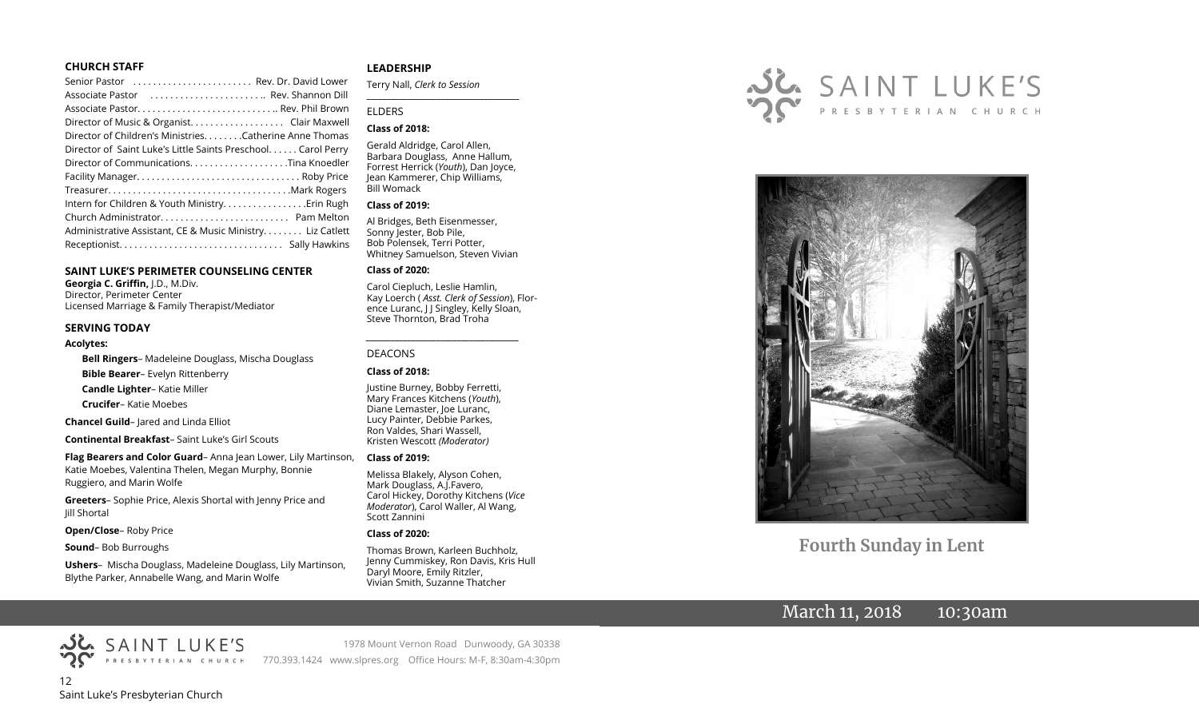## CHURCH STAFF

Senior Pastor ........................ Rev. Dr. David Lower
Associate Pastor ....................... Rev. Shannon Dill
Associate Pastor............................ Rev. Phil Brown
Director of Music & Organist.................. Clair Maxwell
Director of Children's Ministries........Catherine Anne Thomas
Director of Saint Luke's Little Saints Preschool...... Carol Perry
Director of Communications....................Tina Knoedler
Facility Manager................................ Roby Price
Treasurer....................................Mark Rogers
Intern for Children & Youth Ministry.................Erin Rugh
Church Administrator.......................... Pam Melton
Administrative Assistant, CE & Music Ministry........ Liz Catlett
Receptionist................................ Sally Hawkins

## SAINT LUKE'S PERIMETER COUNSELING CENTER

**Georgia C. Griffin,** J.D., M.Div.
Director, Perimeter Center
Licensed Marriage & Family Therapist/Mediator

## SERVING TODAY

**Acolytes:**

**Bell Ringers**– Madeleine Douglass, Mischa Douglass

**Bible Bearer**– Evelyn Rittenberry

**Candle Lighter**– Katie Miller

**Crucifer**– Katie Moebes

**Chancel Guild**– Jared and Linda Elliot

**Continental Breakfast**– Saint Luke's Girl Scouts

**Flag Bearers and Color Guard**– Anna Jean Lower, Lily Martinson, Katie Moebes, Valentina Thelen, Megan Murphy, Bonnie Ruggiero, and Marin Wolfe

**Greeters**– Sophie Price, Alexis Shortal with Jenny Price and Jill Shortal

**Open/Close**– Roby Price

**Sound**– Bob Burroughs

**Ushers**– Mischa Douglass, Madeleine Douglass, Lily Martinson, Blythe Parker, Annabelle Wang, and Marin Wolfe

## LEADERSHIP

Terry Nall, *Clerk to Session*

### ELDERS

**Class of 2018:**

Gerald Aldridge, Carol Allen, Barbara Douglass, Anne Hallum, Forrest Herrick (*Youth*), Dan Joyce, Jean Kammerer, Chip Williams, Bill Womack

**Class of 2019:**

Al Bridges, Beth Eisenmesser, Sonny Jester, Bob Pile, Bob Polensek, Terri Potter, Whitney Samuelson, Steven Vivian

**Class of 2020:**

Carol Ciepluch, Leslie Hamlin, Kay Loerch ( *Asst. Clerk of Session*), Florence Luranc, J J Singley, Kelly Sloan, Steve Thornton, Brad Troha

### DEACONS

**Class of 2018:**

Justine Burney, Bobby Ferretti, Mary Frances Kitchens (*Youth*), Diane Lemaster, Joe Luranc, Lucy Painter, Debbie Parkes, Ron Valdes, Shari Wassell, Kristen Wescott *(Moderator)*

**Class of 2019:**

Melissa Blakely, Alyson Cohen, Mark Douglass, A.J.Favero, Carol Hickey, Dorothy Kitchens (*Vice Moderator*), Carol Waller, Al Wang, Scott Zannini

**Class of 2020:**

Thomas Brown, Karleen Buchholz, Jenny Cummiskey, Ron Davis, Kris Hull, Daryl Moore, Emily Ritzler, Vivian Smith, Suzanne Thatcher

SAINT LUKE'S PRESBYTERIAN CHURCH

1978 Mount Vernon Road Dunwoody, GA 30338
770.393.1424 www.slpres.org Office Hours: M-F, 8:30am-4:30pm

# SAINT LUKE'S PRESBYTERIAN CHURCH

## Fourth Sunday in Lent

March 11, 2018 10:30am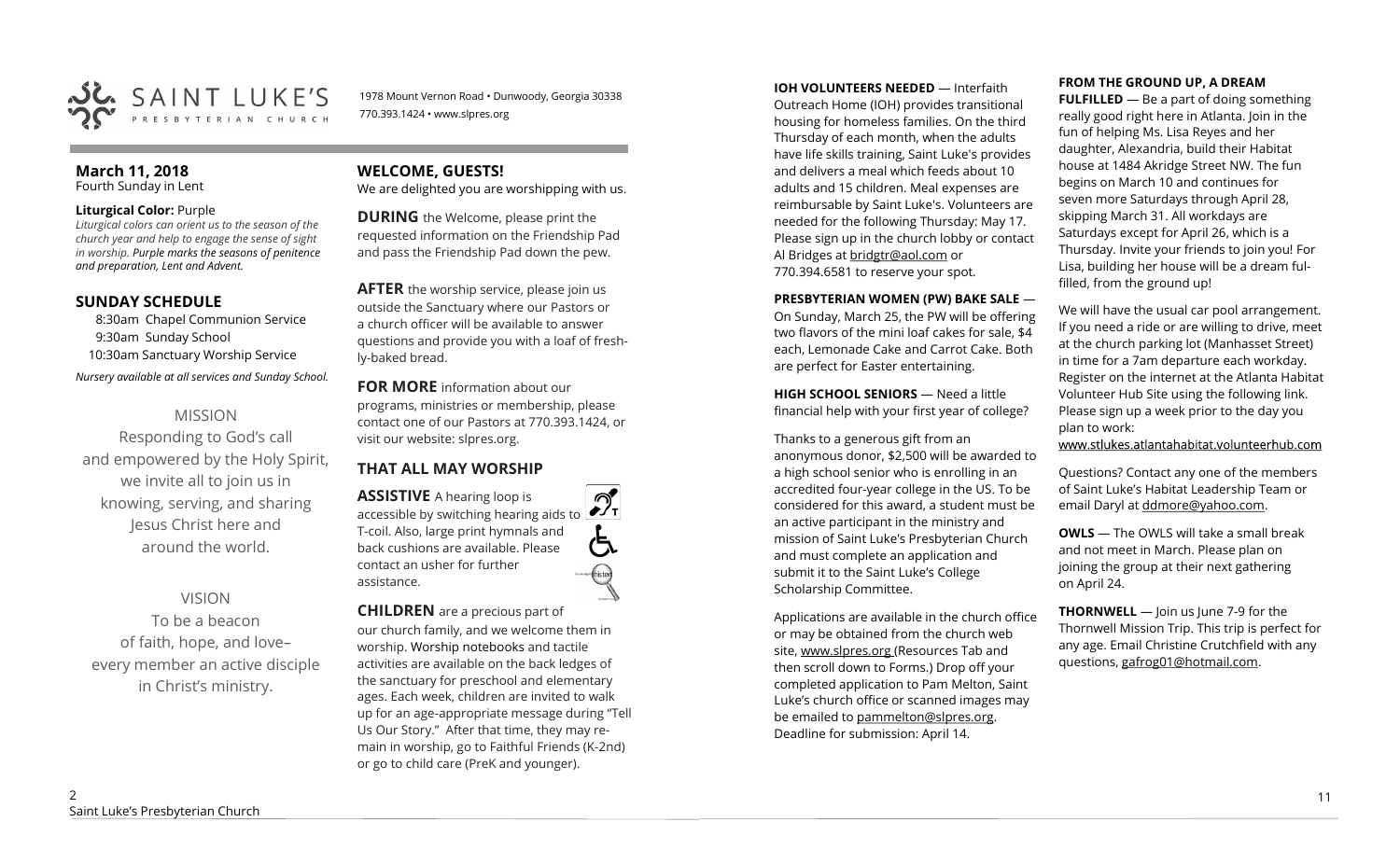SAINT LUKE'S PRESBYTERIAN CHURCH

1978 Mount Vernon Road • Dunwoody, Georgia 30338
770.393.1424 • www.slpres.org

**March 11, 2018**
Fourth Sunday in Lent

**Liturgical Color:** Purple
*Liturgical colors can orient us to the season of the church year and help to engage the sense of sight in worship. Purple marks the seasons of penitence and preparation, Lent and Advent.*

## SUNDAY SCHEDULE

8:30am Chapel Communion Service
9:30am Sunday School
10:30am Sanctuary Worship Service

*Nursery available at all services and Sunday School.*

MISSION
Responding to God's call and empowered by the Holy Spirit, we invite all to join us in knowing, serving, and sharing Jesus Christ here and around the world.

VISION
To be a beacon of faith, hope, and love– every member an active disciple in Christ's ministry.

## WELCOME, GUESTS!

We are delighted you are worshipping with us.

**DURING** the Welcome, please print the requested information on the Friendship Pad and pass the Friendship Pad down the pew.

**AFTER** the worship service, please join us outside the Sanctuary where our Pastors or a church officer will be available to answer questions and provide you with a loaf of freshly-baked bread.

**FOR MORE** information about our programs, ministries or membership, please contact one of our Pastors at 770.393.1424, or visit our website: slpres.org.

## THAT ALL MAY WORSHIP

**ASSISTIVE** A hearing loop is accessible by switching hearing aids to T-coil. Also, large print hymnals and back cushions are available. Please contact an usher for further assistance.

**CHILDREN** are a precious part of our church family, and we welcome them in worship. Worship notebooks and tactile activities are available on the back ledges of the sanctuary for preschool and elementary ages. Each week, children are invited to walk up for an age-appropriate message during "Tell Us Our Story." After that time, they may remain in worship, go to Faithful Friends (K-2nd) or go to child care (PreK and younger).

**IOH VOLUNTEERS NEEDED** — Interfaith Outreach Home (IOH) provides transitional housing for homeless families. On the third Thursday of each month, when the adults have life skills training, Saint Luke's provides and delivers a meal which feeds about 10 adults and 15 children. Meal expenses are reimbursable by Saint Luke's. Volunteers are needed for the following Thursday: May 17. Please sign up in the church lobby or contact Al Bridges at bridgtr@aol.com or 770.394.6581 to reserve your spot.

**PRESBYTERIAN WOMEN (PW) BAKE SALE** — On Sunday, March 25, the PW will be offering two flavors of the mini loaf cakes for sale, $4 each, Lemonade Cake and Carrot Cake. Both are perfect for Easter entertaining.

**HIGH SCHOOL SENIORS** — Need a little financial help with your first year of college?

Thanks to a generous gift from an anonymous donor, $2,500 will be awarded to a high school senior who is enrolling in an accredited four-year college in the US. To be considered for this award, a student must be an active participant in the ministry and mission of Saint Luke's Presbyterian Church and must complete an application and submit it to the Saint Luke's College Scholarship Committee.

Applications are available in the church office or may be obtained from the church web site, www.slpres.org (Resources Tab and then scroll down to Forms.) Drop off your completed application to Pam Melton, Saint Luke's church office or scanned images may be emailed to pammelton@slpres.org. Deadline for submission: April 14.

**FROM THE GROUND UP, A DREAM FULFILLED** — Be a part of doing something really good right here in Atlanta. Join in the fun of helping Ms. Lisa Reyes and her daughter, Alexandria, build their Habitat house at 1484 Akridge Street NW. The fun begins on March 10 and continues for seven more Saturdays through April 28, skipping March 31. All workdays are Saturdays except for April 26, which is a Thursday. Invite your friends to join you! For Lisa, building her house will be a dream fulfilled, from the ground up!

We will have the usual car pool arrangement. If you need a ride or are willing to drive, meet at the church parking lot (Manhasset Street) in time for a 7am departure each workday. Register on the internet at the Atlanta Habitat Volunteer Hub Site using the following link. Please sign up a week prior to the day you plan to work:
www.stlukes.atlantahabitat.volunteerhub.com

Questions? Contact any one of the members of Saint Luke's Habitat Leadership Team or email Daryl at ddmore@yahoo.com.

**OWLS** — The OWLS will take a small break and not meet in March. Please plan on joining the group at their next gathering on April 24.

**THORNWELL** — Join us June 7-9 for the Thornwell Mission Trip. This trip is perfect for any age. Email Christine Crutchfield with any questions, gafrog01@hotmail.com.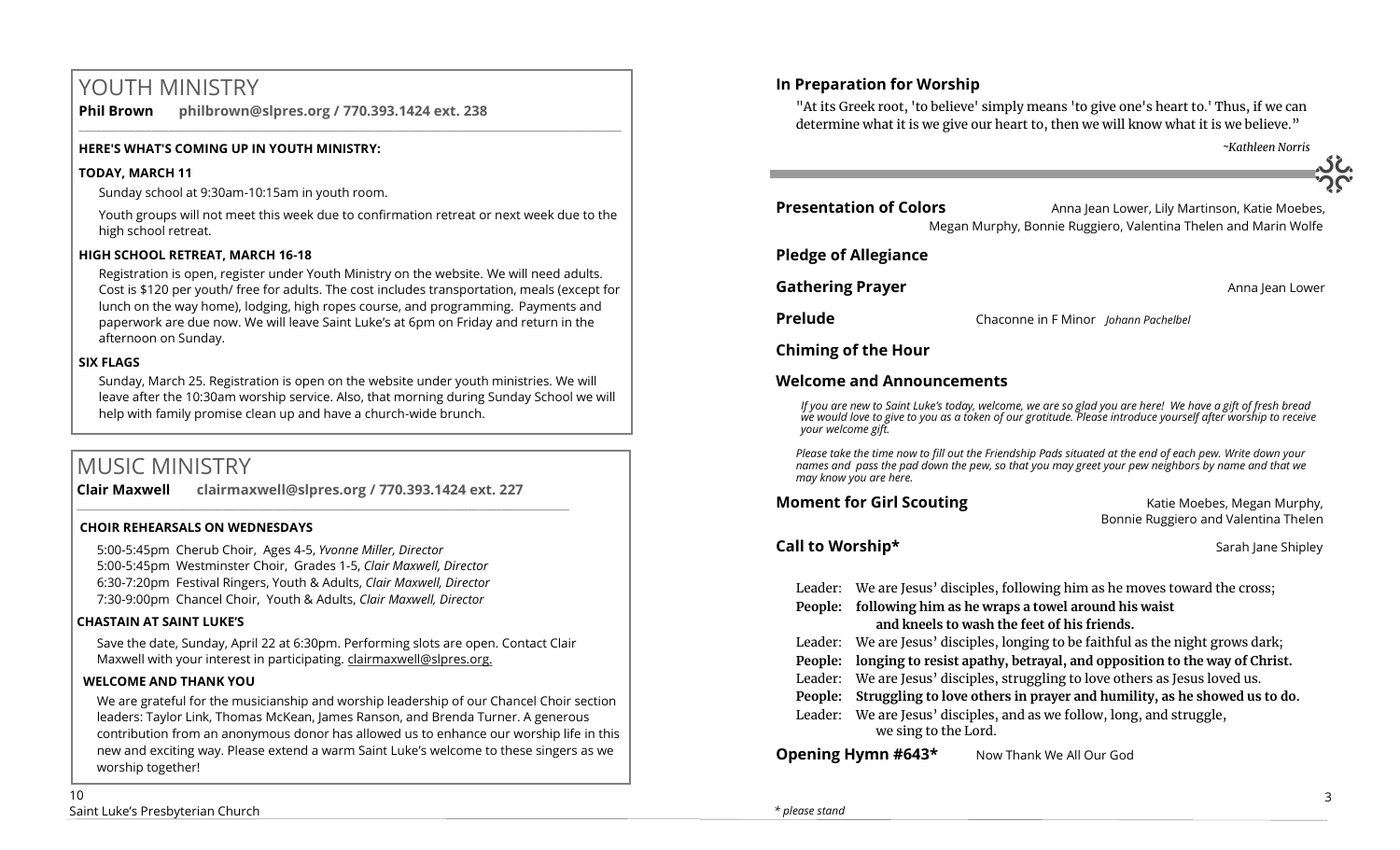# YOUTH MINISTRY

**Phil Brown philbrown@slpres.org / 770.393.1424 ext. 238**

**HERE'S WHAT'S COMING UP IN YOUTH MINISTRY:**

**TODAY, MARCH 11**

Sunday school at 9:30am-10:15am in youth room.

Youth groups will not meet this week due to confirmation retreat or next week due to the high school retreat.

**HIGH SCHOOL RETREAT, MARCH 16-18**

Registration is open, register under Youth Ministry on the website. We will need adults. Cost is $120 per youth/ free for adults. The cost includes transportation, meals (except for lunch on the way home), lodging, high ropes course, and programming. Payments and paperwork are due now. We will leave Saint Luke's at 6pm on Friday and return in the afternoon on Sunday.

**SIX FLAGS**

Sunday, March 25. Registration is open on the website under youth ministries. We will leave after the 10:30am worship service. Also, that morning during Sunday School we will help with family promise clean up and have a church-wide brunch.

# MUSIC MINISTRY

**Clair Maxwell clairmaxwell@slpres.org / 770.393.1424 ext. 227**

**CHOIR REHEARSALS ON WEDNESDAYS**

5:00-5:45pm Cherub Choir, Ages 4-5, *Yvonne Miller, Director*
5:00-5:45pm Westminster Choir, Grades 1-5, *Clair Maxwell, Director*
6:30-7:20pm Festival Ringers, Youth & Adults, *Clair Maxwell, Director*
7:30-9:00pm Chancel Choir, Youth & Adults, *Clair Maxwell, Director*

**CHASTAIN AT SAINT LUKE'S**

Save the date, Sunday, April 22 at 6:30pm. Performing slots are open. Contact Clair Maxwell with your interest in participating. clairmaxwell@slpres.org.

**WELCOME AND THANK YOU**

We are grateful for the musicianship and worship leadership of our Chancel Choir section leaders: Taylor Link, Thomas McKean, James Ranson, and Brenda Turner. A generous contribution from an anonymous donor has allowed us to enhance our worship life in this new and exciting way. Please extend a warm Saint Luke's welcome to these singers as we worship together!

## In Preparation for Worship

"At its Greek root, 'to believe' simply means 'to give one's heart to.' Thus, if we can determine what it is we give our heart to, then we will know what it is we believe."

*~Kathleen Norris*

**Presentation of Colors** Anna Jean Lower, Lily Martinson, Katie Moebes, Megan Murphy, Bonnie Ruggiero, Valentina Thelen and Marin Wolfe

**Pledge of Allegiance**

**Gathering Prayer** Anna Jean Lower

**Prelude** Chaconne in F Minor *Johann Pachelbel*

**Chiming of the Hour**

**Welcome and Announcements**

*If you are new to Saint Luke's today, welcome, we are so glad you are here! We have a gift of fresh bread we would love to give to you as a token of our gratitude. Please introduce yourself after worship to receive your welcome gift.*

*Please take the time now to fill out the Friendship Pads situated at the end of each pew. Write down your names and pass the pad down the pew, so that you may greet your pew neighbors by name and that we may know you are here.*

**Moment for Girl Scouting** Katie Moebes, Megan Murphy, Bonnie Ruggiero and Valentina Thelen

**Call to Worship*** Sarah Jane Shipley

Leader: We are Jesus' disciples, following him as he moves toward the cross;
**People: following him as he wraps a towel around his waist and kneels to wash the feet of his friends.**
Leader: We are Jesus' disciples, longing to be faithful as the night grows dark;
**People: longing to resist apathy, betrayal, and opposition to the way of Christ.**
Leader: We are Jesus' disciples, struggling to love others as Jesus loved us.
**People: Struggling to love others in prayer and humility, as he showed us to do.**
Leader: We are Jesus' disciples, and as we follow, long, and struggle, we sing to the Lord.

**Opening Hymn #643*** Now Thank We All Our God

*\* please stand*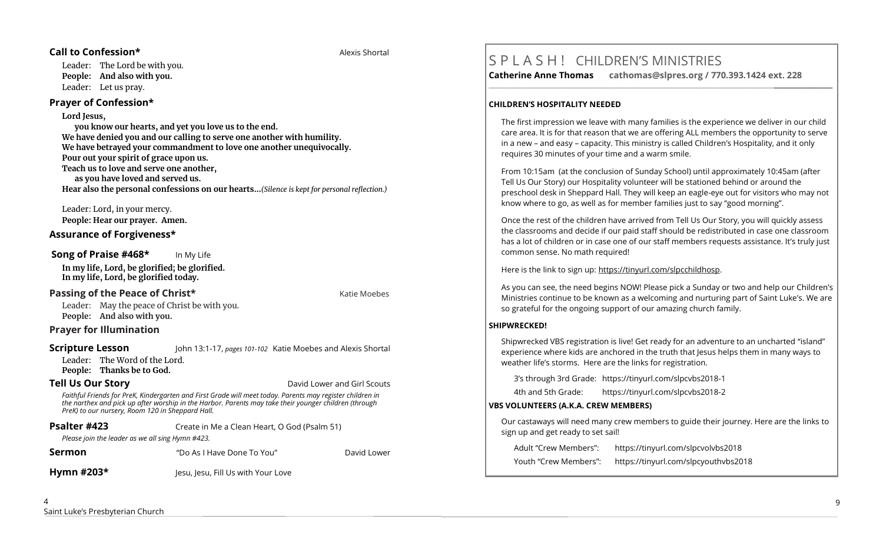**Call to Confession*** Alexis Shortal

Leader: The Lord be with you.
**People: And also with you.**
Leader: Let us pray.

## Prayer of Confession*

**Lord Jesus,**
**you know our hearts, and yet you love us to the end.**
**We have denied you and our calling to serve one another with humility.**
**We have betrayed your commandment to love one another unequivocally.**
**Pour out your spirit of grace upon us.**
**Teach us to love and serve one another,**
**as you have loved and served us.**
**Hear also the personal confessions on our hearts…***(Silence is kept for personal reflection.)*

Leader: Lord, in your mercy.
**People: Hear our prayer. Amen.**

## Assurance of Forgiveness*

**Song of Praise #468*** In My Life

**In my life, Lord, be glorified; be glorified.**
**In my life, Lord, be glorified today.**

**Passing of the Peace of Christ*** Katie Moebes

Leader: May the peace of Christ be with you.
**People: And also with you.**

## Prayer for Illumination

**Scripture Lesson** John 13:1-17, *pages 101-102* Katie Moebes and Alexis Shortal

Leader: The Word of the Lord.
**People: Thanks be to God.**

**Tell Us Our Story** David Lower and Girl Scouts

*Faithful Friends for PreK, Kindergarten and First Grade will meet today. Parents may register children in the narthex and pick up after worship in the Harbor. Parents may take their younger children (through PreK) to our nursery, Room 120 in Sheppard Hall.*

**Psalter #423** Create in Me a Clean Heart, O God (Psalm 51)

*Please join the leader as we all sing Hymn #423.*

**Sermon** "Do As I Have Done To You" David Lower

**Hymn #203*** Jesu, Jesu, Fill Us with Your Love

# S P L A S H ! CHILDREN'S MINISTRIES

**Catherine Anne Thomas cathomas@slpres.org / 770.393.1424 ext. 228**

**CHILDREN'S HOSPITALITY NEEDED**

The first impression we leave with many families is the experience we deliver in our child care area. It is for that reason that we are offering ALL members the opportunity to serve in a new – and easy – capacity. This ministry is called Children's Hospitality, and it only requires 30 minutes of your time and a warm smile.

From 10:15am (at the conclusion of Sunday School) until approximately 10:45am (after Tell Us Our Story) our Hospitality volunteer will be stationed behind or around the preschool desk in Sheppard Hall. They will keep an eagle-eye out for visitors who may not know where to go, as well as for member families just to say "good morning".

Once the rest of the children have arrived from Tell Us Our Story, you will quickly assess the classrooms and decide if our paid staff should be redistributed in case one classroom has a lot of children or in case one of our staff members requests assistance. It's truly just common sense. No math required!

Here is the link to sign up: https://tinyurl.com/slpcchildhosp.

As you can see, the need begins NOW! Please pick a Sunday or two and help our Children's Ministries continue to be known as a welcoming and nurturing part of Saint Luke's. We are so grateful for the ongoing support of our amazing church family.

**SHIPWRECKED!**

Shipwrecked VBS registration is live! Get ready for an adventure to an uncharted "island" experience where kids are anchored in the truth that Jesus helps them in many ways to weather life's storms. Here are the links for registration.

3's through 3rd Grade: https://tinyurl.com/slpcvbs2018-1
4th and 5th Grade: https://tinyurl.com/slpcvbs2018-2

**VBS VOLUNTEERS (A.K.A. CREW MEMBERS)**

Our castaways will need many crew members to guide their journey. Here are the links to sign up and get ready to set sail!

Adult "Crew Members": https://tinyurl.com/slpcvolvbs2018
Youth "Crew Members": https://tinyurl.com/slpcyouthvbs2018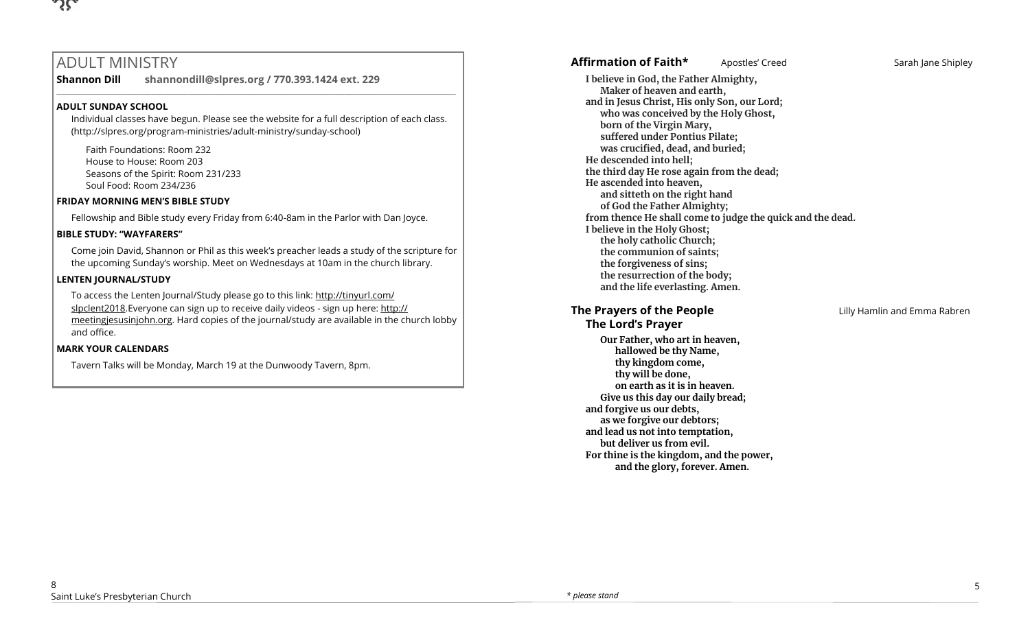## ADULT MINISTRY

**Shannon Dill** **shannondill@slpres.org / 770.393.1424 ext. 229**

#### ADULT SUNDAY SCHOOL

Individual classes have begun. Please see the website for a full description of each class. (http://slpres.org/program-ministries/adult-ministry/sunday-school)

Faith Foundations: Room 232
House to House: Room 203
Seasons of the Spirit: Room 231/233
Soul Food: Room 234/236

#### FRIDAY MORNING MEN'S BIBLE STUDY

Fellowship and Bible study every Friday from 6:40-8am in the Parlor with Dan Joyce.

#### BIBLE STUDY: "WAYFARERS"

Come join David, Shannon or Phil as this week's preacher leads a study of the scripture for the upcoming Sunday's worship. Meet on Wednesdays at 10am in the church library.

#### LENTEN JOURNAL/STUDY

To access the Lenten Journal/Study please go to this link: http://tinyurl.com/slpclent2018.Everyone can sign up to receive daily videos - sign up here: http://meetingjesusinjohn.org. Hard copies of the journal/study are available in the church lobby and office.

#### MARK YOUR CALENDARS

Tavern Talks will be Monday, March 19 at the Dunwoody Tavern, 8pm.

### Affirmation of Faith* Apostles' Creed — Sarah Jane Shipley

**I believe in God, the Father Almighty,**
**Maker of heaven and earth,**
**and in Jesus Christ, His only Son, our Lord;**
**who was conceived by the Holy Ghost,**
**born of the Virgin Mary,**
**suffered under Pontius Pilate;**
**was crucified, dead, and buried;**
**He descended into hell;**
**the third day He rose again from the dead;**
**He ascended into heaven,**
**and sitteth on the right hand**
**of God the Father Almighty;**
**from thence He shall come to judge the quick and the dead.**
**I believe in the Holy Ghost;**
**the holy catholic Church;**
**the communion of saints;**
**the forgiveness of sins;**
**the resurrection of the body;**
**and the life everlasting. Amen.**

### The Prayers of the People — Lilly Hamlin and Emma Rabren

### The Lord's Prayer

**Our Father, who art in heaven,**
**hallowed be thy Name,**
**thy kingdom come,**
**thy will be done,**
**on earth as it is in heaven.**
**Give us this day our daily bread;**
**and forgive us our debts,**
**as we forgive our debtors;**
**and lead us not into temptation,**
**but deliver us from evil.**
**For thine is the kingdom, and the power,**
**and the glory, forever. Amen.**

*\* please stand*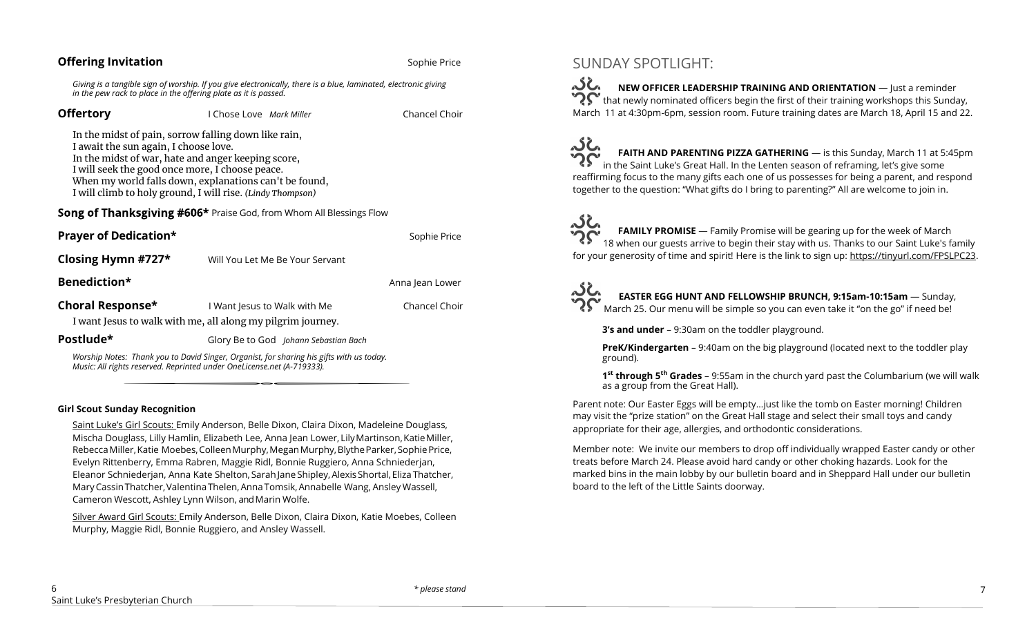**Offering Invitation** Sophie Price

*Giving is a tangible sign of worship. If you give electronically, there is a blue, laminated, electronic giving in the pew rack to place in the offering plate as it is passed.*

**Offertory** I Chose Love *Mark Miller* Chancel Choir

In the midst of pain, sorrow falling down like rain,
I await the sun again, I choose love.
In the midst of war, hate and anger keeping score,
I will seek the good once more, I choose peace.
When my world falls down, explanations can't be found,
I will climb to holy ground, I will rise. *(Lindy Thompson)*

**Song of Thanksgiving #606*** Praise God, from Whom All Blessings Flow

**Prayer of Dedication*** Sophie Price

**Closing Hymn #727*** Will You Let Me Be Your Servant

**Benediction*** Anna Jean Lower

**Choral Response*** I Want Jesus to Walk with Me Chancel Choir

I want Jesus to walk with me, all along my pilgrim journey.

**Postlude*** Glory Be to God *Johann Sebastian Bach*

*Worship Notes: Thank you to David Singer, Organist, for sharing his gifts with us today.*
*Music: All rights reserved. Reprinted under OneLicense.net (A-719333).*

**Girl Scout Sunday Recognition**

Saint Luke's Girl Scouts: Emily Anderson, Belle Dixon, Claira Dixon, Madeleine Douglass, Mischa Douglass, Lilly Hamlin, Elizabeth Lee, Anna Jean Lower, Lily Martinson, Katie Miller, Rebecca Miller, Katie Moebes, Colleen Murphy, Megan Murphy, Blythe Parker, Sophie Price, Evelyn Rittenberry, Emma Rabren, Maggie Ridl, Bonnie Ruggiero, Anna Schniederjan, Eleanor Schniederjan, Anna Kate Shelton, Sarah Jane Shipley, Alexis Shortal, Eliza Thatcher, Mary Cassin Thatcher, Valentina Thelen, Anna Tomsik, Annabelle Wang, Ansley Wassell, Cameron Wescott, Ashley Lynn Wilson, and Marin Wolfe.

Silver Award Girl Scouts: Emily Anderson, Belle Dixon, Claira Dixon, Katie Moebes, Colleen Murphy, Maggie Ridl, Bonnie Ruggiero, and Ansley Wassell.

*\* please stand*

## SUNDAY SPOTLIGHT:

**NEW OFFICER LEADERSHIP TRAINING AND ORIENTATION** — Just a reminder that newly nominated officers begin the first of their training workshops this Sunday, March 11 at 4:30pm-6pm, session room. Future training dates are March 18, April 15 and 22.

**FAITH AND PARENTING PIZZA GATHERING** — is this Sunday, March 11 at 5:45pm in the Saint Luke's Great Hall. In the Lenten season of reframing, let's give some reaffirming focus to the many gifts each one of us possesses for being a parent, and respond together to the question: "What gifts do I bring to parenting?" All are welcome to join in.

**FAMILY PROMISE** — Family Promise will be gearing up for the week of March 18 when our guests arrive to begin their stay with us. Thanks to our Saint Luke's family for your generosity of time and spirit! Here is the link to sign up: https://tinyurl.com/FPSLPC23.

**EASTER EGG HUNT AND FELLOWSHIP BRUNCH, 9:15am-10:15am** — Sunday, March 25. Our menu will be simple so you can even take it "on the go" if need be!

**3's and under** – 9:30am on the toddler playground.

**PreK/Kindergarten** – 9:40am on the big playground (located next to the toddler play ground).

**1st through 5th Grades** – 9:55am in the church yard past the Columbarium (we will walk as a group from the Great Hall).

Parent note: Our Easter Eggs will be empty…just like the tomb on Easter morning! Children may visit the "prize station" on the Great Hall stage and select their small toys and candy appropriate for their age, allergies, and orthodontic considerations.

Member note: We invite our members to drop off individually wrapped Easter candy or other treats before March 24. Please avoid hard candy or other choking hazards. Look for the marked bins in the main lobby by our bulletin board and in Sheppard Hall under our bulletin board to the left of the Little Saints doorway.